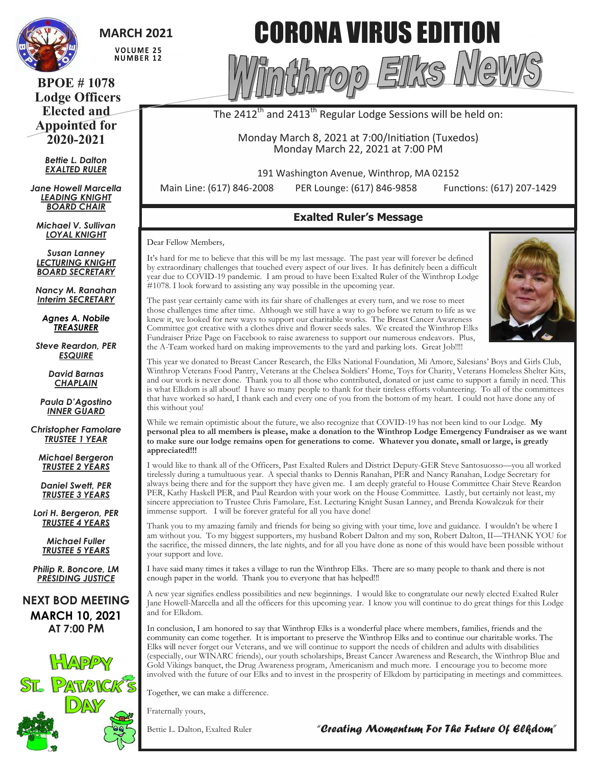**MARCH 2021**

**VOLUME 25**
**NUMBER 12**

# CORONA VIRUS EDITION

# Winthrop Elks News

## BPOE # 1078 Lodge Officers Elected and Appointed for 2020-2021

***Bettie L. Dalton***
***EXALTED RULER***

***Jane Howell Marcella***
***LEADING KNIGHT***
***BOARD CHAIR***

***Michael V. Sullivan***
***LOYAL KNIGHT***

***Susan Lanney***
***LECTURING KNIGHT***
***BOARD SECRETARY***

***Nancy M. Ranahan***
***Interim SECRETARY***

***Agnes A. Nobile***
***TREASURER***

***Steve Reardon, PER***
***ESQUIRE***

***David Barnas***
***CHAPLAIN***

***Paula D'Agostino***
***INNER GUARD***

***Christopher Famolare***
***TRUSTEE 1 YEAR***

***Michael Bergeron***
***TRUSTEE 2 YEARS***

***Daniel Swett, PER***
***TRUSTEE 3 YEARS***

***Lori H. Bergeron, PER***
***TRUSTEE 4 YEARS***

***Michael Fuller***
***TRUSTEE 5 YEARS***

***Philip R. Boncore, LM***
***PRESIDING JUSTICE***

**NEXT BOD MEETING**
**MARCH 10, 2021**
**AT 7:00 PM**

**HAPPY ST. PATRICK'S DAY**

---

The 2412th and 2413th Regular Lodge Sessions will be held on:

Monday March 8, 2021 at 7:00/Initiation (Tuxedos)
Monday March 22, 2021 at 7:00 PM

191 Washington Avenue, Winthrop, MA 02152

Main Line: (617) 846-2008 PER Lounge: (617) 846-9858 Functions: (617) 207-1429

## Exalted Ruler's Message

Dear Fellow Members,

It's hard for me to believe that this will be my last message. The past year will forever be defined by extraordinary challenges that touched every aspect of our lives. It has definitely been a difficult year due to COVID-19 pandemic. I am proud to have been Exalted Ruler of the Winthrop Lodge #1078. I look forward to assisting any way possible in the upcoming year.

The past year certainly came with its fair share of challenges at every turn, and we rose to meet those challenges time after time. Although we still have a way to go before we return to life as we knew it, we looked for new ways to support our charitable works. The Breast Cancer Awareness Committee got creative with a clothes drive and flower seeds sales. We created the Winthrop Elks Fundraiser Prize Page on Facebook to raise awareness to support our numerous endeavors. Plus, the A-Team worked hard on making improvements to the yard and parking lots. Great Job!!!!

This year we donated to Breast Cancer Research, the Elks National Foundation, Mi Amore, Salesians' Boys and Girls Club, Winthrop Veterans Food Pantry, Veterans at the Chelsea Soldiers' Home, Toys for Charity, Veterans Homeless Shelter Kits, and our work is never done. Thank you to all those who contributed, donated or just came to support a family in need. This is what Elkdom is all about! I have so many people to thank for their tireless efforts volunteering. To all of the committees that have worked so hard, I thank each and every one of you from the bottom of my heart. I could not have done any of this without you!

While we remain optimistic about the future, we also recognize that COVID-19 has not been kind to our Lodge. **My personal plea to all members is please, make a donation to the Winthrop Lodge Emergency Fundraiser as we want to make sure our lodge remains open for generations to come. Whatever you donate, small or large, is greatly appreciated!!!**

I would like to thank all of the Officers, Past Exalted Rulers and District Deputy-GER Steve Santosuosso—you all worked tirelessly during a tumultuous year. A special thanks to Dennis Ranahan, PER and Nancy Ranahan, Lodge Secretary for always being there and for the support they have given me. I am deeply grateful to House Committee Chair Steve Reardon PER, Kathy Haskell PER, and Paul Reardon with your work on the House Committee. Lastly, but certainly not least, my sincere appreciation to Trustee Chris Famolare, Est. Lecturing Knight Susan Lanney, and Brenda Kowalczuk for their immense support. I will be forever grateful for all you have done!

Thank you to my amazing family and friends for being so giving with your time, love and guidance. I wouldn't be where I am without you. To my biggest supporters, my husband Robert Dalton and my son, Robert Dalton, II—THANK YOU for the sacrifice, the missed dinners, the late nights, and for all you have done as none of this would have been possible without your support and love.

I have said many times it takes a village to run the Winthrop Elks. There are so many people to thank and there is not enough paper in the world. Thank you to everyone that has helped!!!

A new year signifies endless possibilities and new beginnings. I would like to congratulate our newly elected Exalted Ruler Jane Howell-Marcella and all the officers for this upcoming year. I know you will continue to do great things for this Lodge and for Elkdom.

In conclusion, I am honored to say that Winthrop Elks is a wonderful place where members, families, friends and the community can come together. It is important to preserve the Winthrop Elks and to continue our charitable works. The Elks will never forget our Veterans, and we will continue to support the needs of children and adults with disabilities (especially, our WINARC friends), our youth scholarships, Breast Cancer Awareness and Research, the Winthrop Blue and Gold Vikings banquet, the Drug Awareness program, Americanism and much more. I encourage you to become more involved with the future of our Elks and to invest in the prosperity of Elkdom by participating in meetings and committees.

Together, we can make a difference.

Fraternally yours,

Bettie L. Dalton, Exalted Ruler

*"Creating Momentum For The Future Of Elkdom"*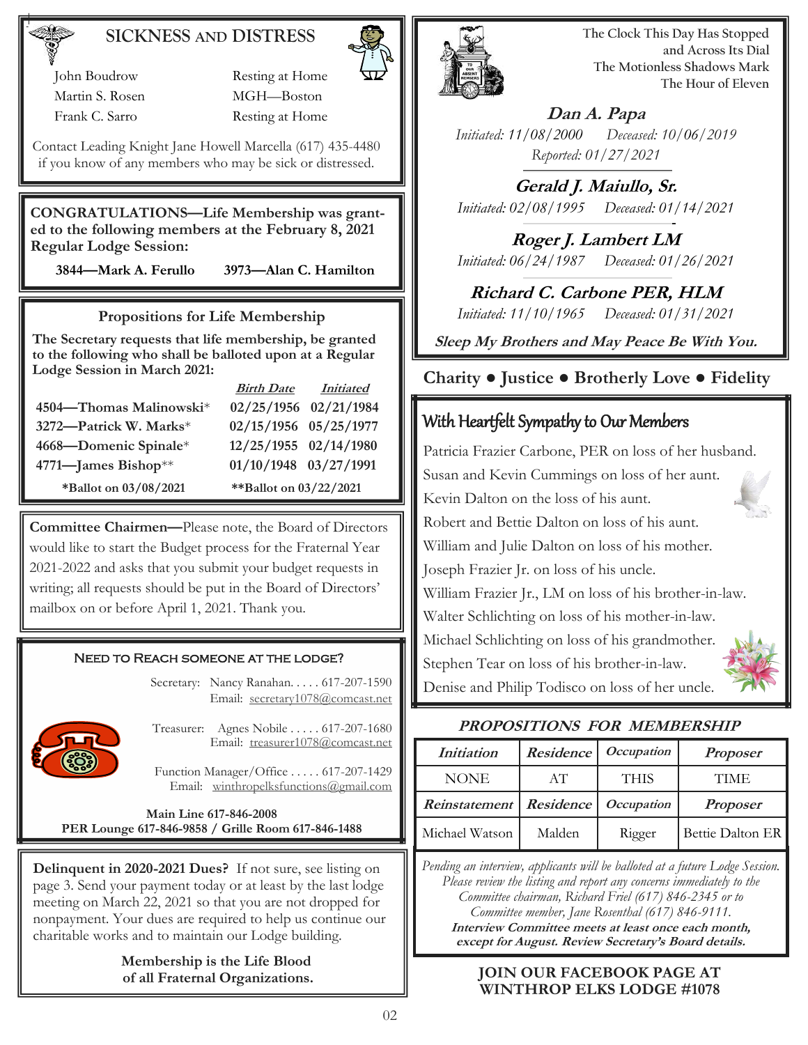## SICKNESS AND DISTRESS

| | |
|---|---|
| John Boudrow | Resting at Home |
| Martin S. Rosen | MGH—Boston |
| Frank C. Sarro | Resting at Home |

Contact Leading Knight Jane Howell Marcella (617) 435-4480 if you know of any members who may be sick or distressed.

**CONGRATULATIONS—Life Membership was granted to the following members at the February 8, 2021 Regular Lodge Session:**

**3844—Mark A. Ferullo    3973—Alan C. Hamilton**

### Propositions for Life Membership

**The Secretary requests that life membership, be granted to the following who shall be balloted upon at a Regular Lodge Session in March 2021:**

| | Birth Date | Initiated |
|---|---|---|
| **4504—Thomas Malinowski*** | **02/25/1956** | **02/21/1984** |
| **3272—Patrick W. Marks*** | **02/15/1956** | **05/25/1977** |
| **4668—Domenic Spinale*** | **12/25/1955** | **02/14/1980** |
| **4771—James Bishop**** | **01/10/1948** | **03/27/1991** |

**\*Ballot on 03/08/2021    \*\*Ballot on 03/22/2021**

**Committee Chairmen—**Please note, the Board of Directors would like to start the Budget process for the Fraternal Year 2021-2022 and asks that you submit your budget requests in writing; all requests should be put in the Board of Directors' mailbox on or before April 1, 2021. Thank you.

### Need to Reach Someone at the Lodge?

Secretary: Nancy Ranahan. . . . . 617-207-1590
Email: secretary1078@comcast.net

Treasurer: Agnes Nobile . . . . . 617-207-1680
Email: treasurer1078@comcast.net

Function Manager/Office . . . . . 617-207-1429
Email: winthropelksfunctions@gmail.com

**Main Line 617-846-2008**
**PER Lounge 617-846-9858 / Grille Room 617-846-1488**

**Delinquent in 2020-2021 Dues?** If not sure, see listing on page 3. Send your payment today or at least by the last lodge meeting on March 22, 2021 so that you are not dropped for nonpayment. Your dues are required to help us continue our charitable works and to maintain our Lodge building.

**Membership is the Life Blood of all Fraternal Organizations.**

The Clock This Day Has Stopped
and Across Its Dial
The Motionless Shadows Mark
The Hour of Eleven

***Dan A. Papa***
*Initiated: 11/08/2000    Deceased: 10/06/2019*
*Reported: 01/27/2021*

***Gerald J. Maiullo, Sr.***
*Initiated: 02/08/1995    Deceased: 01/14/2021*

***Roger J. Lambert LM***
*Initiated: 06/24/1987    Deceased: 01/26/2021*

***Richard C. Carbone PER, HLM***
*Initiated: 11/10/1965    Deceased: 01/31/2021*

***Sleep My Brothers and May Peace Be With You.***

**Charity • Justice • Brotherly Love • Fidelity**

## With Heartfelt Sympathy to Our Members

Patricia Frazier Carbone, PER on loss of her husband.
Susan and Kevin Cummings on loss of her aunt.
Kevin Dalton on the loss of his aunt.
Robert and Bettie Dalton on loss of his aunt.
William and Julie Dalton on loss of his mother.
Joseph Frazier Jr. on loss of his uncle.
William Frazier Jr., LM on loss of his brother-in-law.
Walter Schlichting on loss of his mother-in-law.
Michael Schlichting on loss of his grandmother.
Stephen Tear on loss of his brother-in-law.
Denise and Philip Todisco on loss of her uncle.

### *PROPOSITIONS FOR MEMBERSHIP*

| *Initiation* | *Residence* | *Occupation* | *Proposer* |
|---|---|---|---|
| NONE | AT | THIS | TIME |
| ***Reinstatement*** | ***Residence*** | ***Occupation*** | ***Proposer*** |
| Michael Watson | Malden | Rigger | Bettie Dalton ER |

*Pending an interview, applicants will be balloted at a future Lodge Session. Please review the listing and report any concerns immediately to the Committee chairman, Richard Friel (617) 846-2345 or to Committee member, Jane Rosenthal (617) 846-9111.*
***Interview Committee meets at least once each month, except for August. Review Secretary's Board details.***

**JOIN OUR FACEBOOK PAGE AT WINTHROP ELKS LODGE #1078**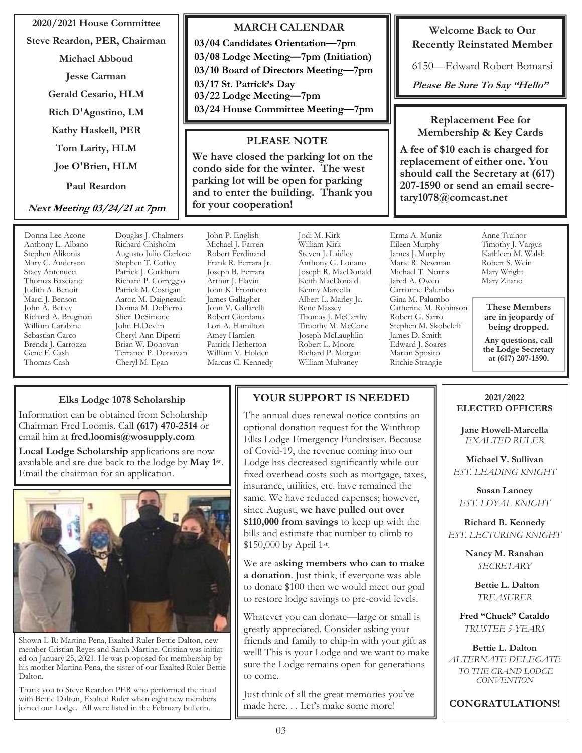### 2020/2021 House Committee

**Steve Reardon, PER, Chairman**

**Michael Abboud**

**Jesse Carman**

**Gerald Cesario, HLM**

**Rich D'Agostino, LM**

**Kathy Haskell, PER**

**Tom Larity, HLM**

**Joe O'Brien, HLM**

**Paul Reardon**

***Next Meeting 03/24/21 at 7pm***

### MARCH CALENDAR

**03/04 Candidates Orientation—7pm**
**03/08 Lodge Meeting—7pm (Initiation)**
**03/10 Board of Directors Meeting—7pm**
**03/17 St. Patrick's Day**
**03/22 Lodge Meeting—7pm**
**03/24 House Committee Meeting—7pm**

### PLEASE NOTE

**We have closed the parking lot on the condo side for the winter. The west parking lot will be open for parking and to enter the building. Thank you for your cooperation!**

### Welcome Back to Our Recently Reinstated Member

6150—Edward Robert Bomarsi

***Please Be Sure To Say "Hello"***

### Replacement Fee for Membership & Key Cards

**A fee of $10 each is charged for replacement of either one. You should call the Secretary at (617) 207-1590 or send an email secretary1078@comcast.net**

Donna Lee Acone
Anthony L. Albano
Stephen Alikonis
Mary C. Anderson
Stacy Antenucci
Thomas Basciano
Judith A. Benoit
Marci J. Benson
John A. Betley
Richard A. Brugman
William Carabine
Sebastian Carco
Brenda J. Carrozza
Gene F. Cash
Thomas Cash
Douglas J. Chalmers
Richard Chisholm
Augusto Julio Ciarlone
Stephen T. Coffey
Patrick J. Corkhum
Richard P. Correggio
Patrick M. Costigan
Aaron M. Daigneault
Donna M. DePierro
Sheri DeSimone
John H.Devlin
Cheryl Ann Diperri
Brian W. Donovan
Terrance P. Donovan
Cheryl M. Egan
John P. English
Michael J. Farren
Robert Ferdinand
Frank R. Ferrara Jr.
Joseph B. Ferrara
Arthur J. Flavin
John K. Frontiero
James Gallagher
John V. Gallarelli
Robert Giordano
Lori A. Hamilton
Amey Hamlen
Patrick Hetherton
William V. Holden
Marcus C. Kennedy
Jodi M. Kirk
William Kirk
Steven J. Laidley
Anthony G. Lonano
Joseph R. MacDonald
Keith MacDonald
Kenny Marcella
Albert L. Marley Jr.
Rene Massey
Thomas J. McCarthy
Timothy M. McCone
Joseph McLaughlin
Robert L. Moore
Richard P. Morgan
William Mulvaney
Erma A. Muniz
Eileen Murphy
James J. Murphy
Marie R. Newman
Michael T. Norris
Jared A. Owen
Carrianne Palumbo
Gina M. Palumbo
Catherine M. Robinson
Robert G. Sarro
Stephen M. Skobeleff
James D. Smith
Edward J. Soares
Marian Sposito
Ritchie Strangie
Anne Trainor
Timothy J. Vargus
Kathleen M. Walsh
Robert S. Wein
Mary Wright
Mary Zitano

**These Members are in jeopardy of being dropped.**

**Any questions, call the Lodge Secretary at (617) 207-1590.**

### Elks Lodge 1078 Scholarship

Information can be obtained from Scholarship Chairman Fred Loomis. Call **(617) 470-2514** or email him at **fred.loomis@wosupply.com**

**Local Lodge Scholarship** applications are now available and are due back to the lodge by **May 1st**. Email the chairman for an application.

Shown L-R: Martina Pena, Exalted Ruler Bettie Dalton, new member Cristian Reyes and Sarah Martine. Cristian was initiated on January 25, 2021. He was proposed for membership by his mother Martina Pena, the sister of our Exalted Ruler Bettie Dalton.

Thank you to Steve Reardon PER who performed the ritual with Bettie Dalton, Exalted Ruler when eight new members joined our Lodge. All were listed in the February bulletin.

### YOUR SUPPORT IS NEEDED

The annual dues renewal notice contains an optional donation request for the Winthrop Elks Lodge Emergency Fundraiser. Because of Covid-19, the revenue coming into our Lodge has decreased significantly while our fixed overhead costs such as mortgage, taxes, insurance, utilities, etc. have remained the same. We have reduced expenses; however, since August, **we have pulled out over $110,000 from savings** to keep up with the bills and estimate that number to climb to $150,000 by April 1st.

We are a**sking members who can to make a donation**. Just think, if everyone was able to donate $100 then we would meet our goal to restore lodge savings to pre-covid levels.

Whatever you can donate—large or small is greatly appreciated. Consider asking your friends and family to chip-in with your gift as well! This is your Lodge and we want to make sure the Lodge remains open for generations to come.

Just think of all the great memories you've made here. . . Let's make some more!

### 2021/2022 ELECTED OFFICERS

**Jane Howell-Marcella**
*EXALTED RULER*

**Michael V. Sullivan**
*EST. LEADING KNIGHT*

**Susan Lanney**
*EST. LOYAL KNIGHT*

**Richard B. Kennedy**
*EST. LECTURING KNIGHT*

**Nancy M. Ranahan**
*SECRETARY*

**Bettie L. Dalton**
*TREASURER*

**Fred "Chuck" Cataldo**
*TRUSTEE 5-YEARS*

**Bettie L. Dalton**
*ALTERNATE DELEGATE TO THE GRAND LODGE CONVENTION*

**CONGRATULATIONS!**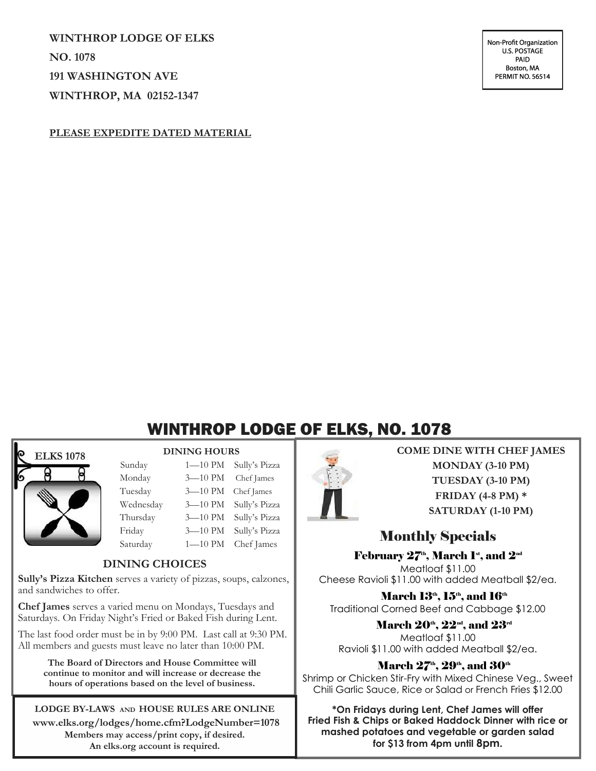**WINTHROP LODGE OF ELKS**

**NO. 1078**

**191 WASHINGTON AVE**

**WINTHROP, MA 02152-1347**

Non-Profit Organization
U.S. POSTAGE
PAID
Boston, MA
PERMIT NO. 56514

**PLEASE EXPEDITE DATED MATERIAL**

# WINTHROP LODGE OF ELKS, NO. 1078

ELKS 1078

### DINING HOURS

| | | |
|---|---|---|
| Sunday | 1—10 PM | Sully's Pizza |
| Monday | 3—10 PM | Chef James |
| Tuesday | 3—10 PM | Chef James |
| Wednesday | 3—10 PM | Sully's Pizza |
| Thursday | 3—10 PM | Sully's Pizza |
| Friday | 3—10 PM | Sully's Pizza |
| Saturday | 1—10 PM | Chef James |

### DINING CHOICES

**Sully's Pizza Kitchen** serves a variety of pizzas, soups, calzones, and sandwiches to offer.

**Chef James** serves a varied menu on Mondays, Tuesdays and Saturdays. On Friday Night's Fried or Baked Fish during Lent.

The last food order must be in by 9:00 PM. Last call at 9:30 PM. All members and guests must leave no later than 10:00 PM.

**The Board of Directors and House Committee will continue to monitor and will increase or decrease the hours of operations based on the level of business.**

**LODGE BY-LAWS AND HOUSE RULES ARE ONLINE**
**www.elks.org/lodges/home.cfm?LodgeNumber=1078**
**Members may access/print copy, if desired.**
**An elks.org account is required.**

**COME DINE WITH CHEF JAMES**
**MONDAY (3-10 PM)**
**TUESDAY (3-10 PM)**
**FRIDAY (4-8 PM) ***
**SATURDAY (1-10 PM)**

## Monthly Specials

**February 27th, March 1st, and 2nd**
Meatloaf $11.00
Cheese Ravioli $11.00 with added Meatball $2/ea.

**March 13th, 15th, and 16th**
Traditional Corned Beef and Cabbage $12.00

**March 20th, 22nd, and 23rd**
Meatloaf $11.00
Ravioli $11.00 with added Meatball $2/ea.

**March 27th, 29th, and 30th**
Shrimp or Chicken Stir-Fry with Mixed Chinese Veg., Sweet Chili Garlic Sauce, Rice or Salad or French Fries $12.00

***On Fridays during Lent, Chef James will offer Fried Fish & Chips or Baked Haddock Dinner with rice or mashed potatoes and vegetable or garden salad for $13 from 4pm until 8pm.**